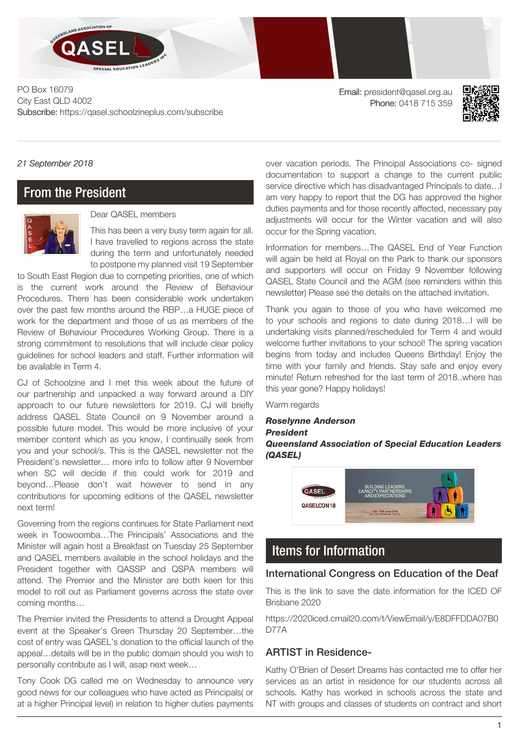PO Box 16079
City East QLD 4002
Subscribe: https://qasel.schoolzineplus.com/subscribe

Email: president@qasel.org.au
Phone: 0418 715 359

*21 September 2018*

## From the President

Dear QASEL members

This has been a very busy term again for all. I have travelled to regions across the state during the term and unfortunately needed to postpone my planned visit 19 September to South East Region due to competing priorities, one of which is the current work around the Review of Behaviour Procedures. There has been considerable work undertaken over the past few months around the RBP…a HUGE piece of work for the department and those of us as members of the Review of Behaviour Procedures Working Group. There is a strong commitment to resolutions that will include clear policy guidelines for school leaders and staff. Further information will be available in Term 4.

CJ of Schoolzine and I met this week about the future of our partnership and unpacked a way forward around a DIY approach to our future newsletters for 2019. CJ will briefly address QASEL State Council on 9 November around a possible future model. This would be more inclusive of your member content which as you know, I continually seek from you and your school/s. This is the QASEL newsletter not the President's newsletter… more info to follow after 9 November when SC will decide if this could work for 2019 and beyond…Please don't wait however to send in any contributions for upcoming editions of the QASEL newsletter next term!

Governing from the regions continues for State Parliament next week in Toowoomba…The Principals' Associations and the Minister will again host a Breakfast on Tuesday 25 September and QASEL members available in the school holidays and the President together with QASSP and QSPA members will attend. The Premier and the Minister are both keen for this model to roll out as Parliament governs across the state over coming months…

The Premier invited the Presidents to attend a Drought Appeal event at the Speaker's Green Thursday 20 September…the cost of entry was QASEL's donation to the official launch of the appeal…details will be in the public domain should you wish to personally contribute as I will, asap next week…

Tony Cook DG called me on Wednesday to announce very good news for our colleagues who have acted as Principals( or at a higher Principal level) in relation to higher duties payments over vacation periods. The Principal Associations co- signed documentation to support a change to the current public service directive which has disadvantaged Principals to date…I am very happy to report that the DG has approved the higher duties payments and for those recently affected, necessary pay adjustments will occur for the Winter vacation and will also occur for the Spring vacation.

Information for members…The QASEL End of Year Function will again be held at Royal on the Park to thank our sponsors and supporters will occur on Friday 9 November following QASEL State Council and the AGM (see reminders within this newsletter) Please see the details on the attached invitation.

Thank you again to those of you who have welcomed me to your schools and regions to date during 2018…I will be undertaking visits planned/rescheduled for Term 4 and would welcome further invitations to your school! The spring vacation begins from today and includes Queens Birthday! Enjoy the time with your family and friends. Stay safe and enjoy every minute! Return refreshed for the last term of 2018..where has this year gone? Happy holidays!

Warm regards

***Roselynne Anderson***
***President***
***Queensland Association of Special Education Leaders (QASEL)***

## Items for Information

### International Congress on Education of the Deaf

This is the link to save the date information for the ICED OF Brisbane 2020

https://2020iced.cmail20.com/t/ViewEmail/y/E8DFFDDA07B0D77A

### ARTIST in Residence-

Kathy O'Brien of Desert Dreams has contacted me to offer her services as an artist in residence for our students across all schools. Kathy has worked in schools across the state and NT with groups and classes of students on contract and short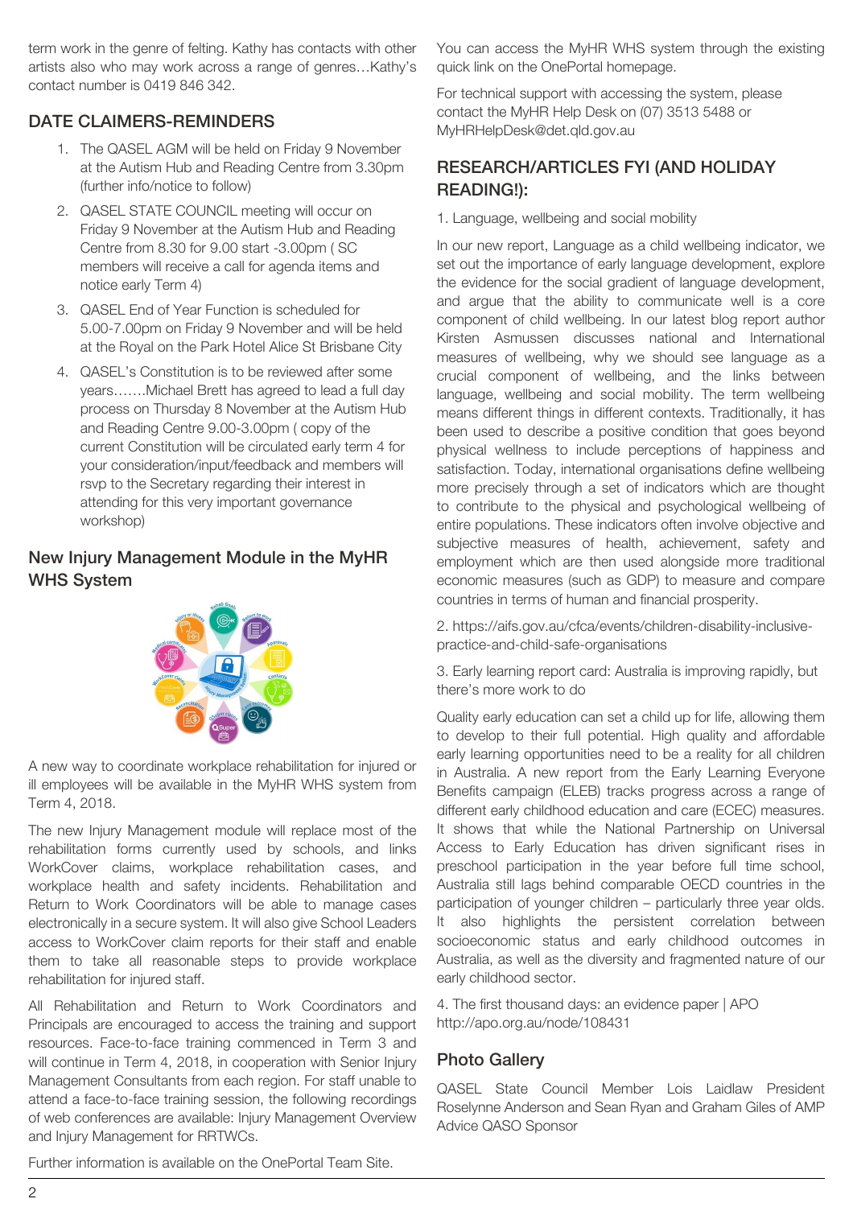term work in the genre of felting. Kathy has contacts with other artists also who may work across a range of genres…Kathy's contact number is 0419 846 342.

## DATE CLAIMERS-REMINDERS

1. The QASEL AGM will be held on Friday 9 November at the Autism Hub and Reading Centre from 3.30pm (further info/notice to follow)
2. QASEL STATE COUNCIL meeting will occur on Friday 9 November at the Autism Hub and Reading Centre from 8.30 for 9.00 start -3.00pm ( SC members will receive a call for agenda items and notice early Term 4)
3. QASEL End of Year Function is scheduled for 5.00-7.00pm on Friday 9 November and will be held at the Royal on the Park Hotel Alice St Brisbane City
4. QASEL's Constitution is to be reviewed after some years…….Michael Brett has agreed to lead a full day process on Thursday 8 November at the Autism Hub and Reading Centre 9.00-3.00pm ( copy of the current Constitution will be circulated early term 4 for your consideration/input/feedback and members will rsvp to the Secretary regarding their interest in attending for this very important governance workshop)

## New Injury Management Module in the MyHR WHS System

A new way to coordinate workplace rehabilitation for injured or ill employees will be available in the MyHR WHS system from Term 4, 2018.

The new Injury Management module will replace most of the rehabilitation forms currently used by schools, and links WorkCover claims, workplace rehabilitation cases, and workplace health and safety incidents. Rehabilitation and Return to Work Coordinators will be able to manage cases electronically in a secure system. It will also give School Leaders access to WorkCover claim reports for their staff and enable them to take all reasonable steps to provide workplace rehabilitation for injured staff.

All Rehabilitation and Return to Work Coordinators and Principals are encouraged to access the training and support resources. Face-to-face training commenced in Term 3 and will continue in Term 4, 2018, in cooperation with Senior Injury Management Consultants from each region. For staff unable to attend a face-to-face training session, the following recordings of web conferences are available: Injury Management Overview and Injury Management for RRTWCs.

Further information is available on the OnePortal Team Site.

You can access the MyHR WHS system through the existing quick link on the OnePortal homepage.

For technical support with accessing the system, please contact the MyHR Help Desk on (07) 3513 5488 or MyHRHelpDesk@det.qld.gov.au

## RESEARCH/ARTICLES FYI (AND HOLIDAY READING!):

1. Language, wellbeing and social mobility

In our new report, Language as a child wellbeing indicator, we set out the importance of early language development, explore the evidence for the social gradient of language development, and argue that the ability to communicate well is a core component of child wellbeing. In our latest blog report author Kirsten Asmussen discusses national and International measures of wellbeing, why we should see language as a crucial component of wellbeing, and the links between language, wellbeing and social mobility. The term wellbeing means different things in different contexts. Traditionally, it has been used to describe a positive condition that goes beyond physical wellness to include perceptions of happiness and satisfaction. Today, international organisations define wellbeing more precisely through a set of indicators which are thought to contribute to the physical and psychological wellbeing of entire populations. These indicators often involve objective and subjective measures of health, achievement, safety and employment which are then used alongside more traditional economic measures (such as GDP) to measure and compare countries in terms of human and financial prosperity.

2. https://aifs.gov.au/cfca/events/children-disability-inclusive-practice-and-child-safe-organisations

3. Early learning report card: Australia is improving rapidly, but there's more work to do

Quality early education can set a child up for life, allowing them to develop to their full potential. High quality and affordable early learning opportunities need to be a reality for all children in Australia. A new report from the Early Learning Everyone Benefits campaign (ELEB) tracks progress across a range of different early childhood education and care (ECEC) measures. It shows that while the National Partnership on Universal Access to Early Education has driven significant rises in preschool participation in the year before full time school, Australia still lags behind comparable OECD countries in the participation of younger children – particularly three year olds. It also highlights the persistent correlation between socioeconomic status and early childhood outcomes in Australia, as well as the diversity and fragmented nature of our early childhood sector.

4. The first thousand days: an evidence paper | APO http://apo.org.au/node/108431

## Photo Gallery

QASEL State Council Member Lois Laidlaw President Roselynne Anderson and Sean Ryan and Graham Giles of AMP Advice QASO Sponsor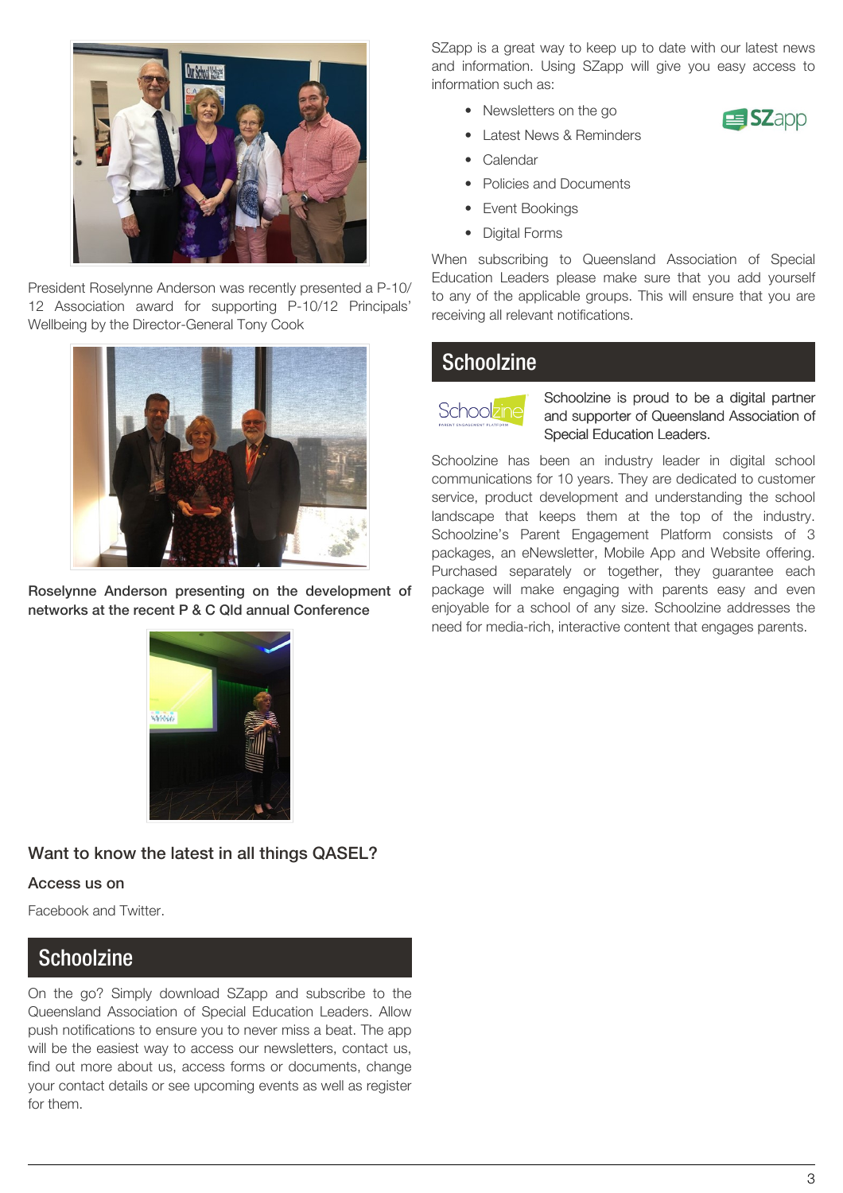President Roselynne Anderson was recently presented a P-10/12 Association award for supporting P-10/12 Principals' Wellbeing by the Director-General Tony Cook

**Roselynne Anderson presenting on the development of networks at the recent P & C Qld annual Conference**

### Want to know the latest in all things QASEL?

#### Access us on

Facebook and Twitter.

## Schoolzine

On the go? Simply download SZapp and subscribe to the Queensland Association of Special Education Leaders. Allow push notifications to ensure you to never miss a beat. The app will be the easiest way to access our newsletters, contact us, find out more about us, access forms or documents, change your contact details or see upcoming events as well as register for them.

SZapp is a great way to keep up to date with our latest news and information. Using SZapp will give you easy access to information such as:

- Newsletters on the go
- Latest News & Reminders
- Calendar
- Policies and Documents
- Event Bookings
- Digital Forms

When subscribing to Queensland Association of Special Education Leaders please make sure that you add yourself to any of the applicable groups. This will ensure that you are receiving all relevant notifications.

## Schoolzine

Schoolzine is proud to be a digital partner and supporter of Queensland Association of Special Education Leaders.

Schoolzine has been an industry leader in digital school communications for 10 years. They are dedicated to customer service, product development and understanding the school landscape that keeps them at the top of the industry. Schoolzine's Parent Engagement Platform consists of 3 packages, an eNewsletter, Mobile App and Website offering. Purchased separately or together, they guarantee each package will make engaging with parents easy and even enjoyable for a school of any size. Schoolzine addresses the need for media-rich, interactive content that engages parents.